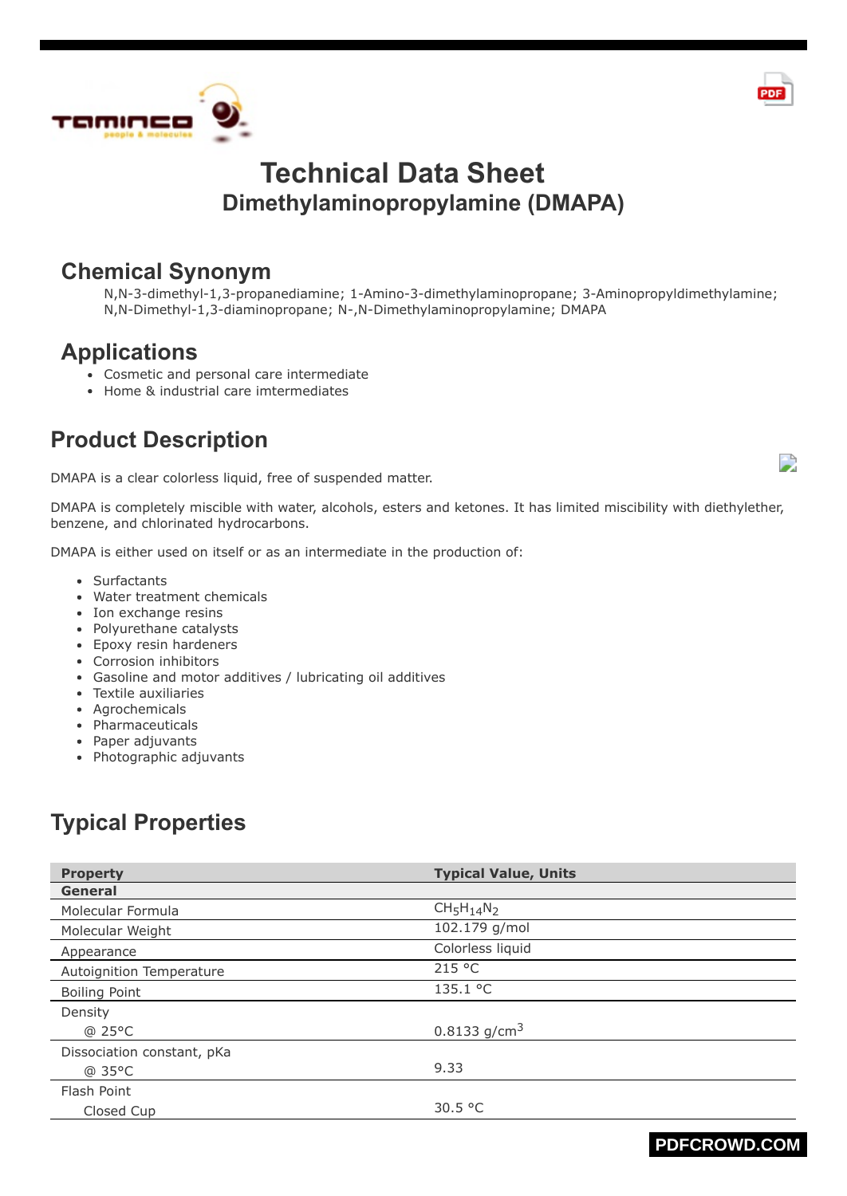# Technical Data Sheet

## Dimethylaminopropylamine (DMAPA)

## Chemical Synonym

N,N-3-dimethyl-1,3-propanediamine; 1-Amino-3-dimethylaminopropane; 3-Aminopropyldimethylamine; N,N-Dimethyl-1,3-diaminopropane; N-,N-Dimethylaminopropylamine; DMAPA

## Applications

- Cosmetic and personal care intermediate
- Home & industrial care imtermediates

## Product Description

DMAPA is a clear colorless liquid, free of suspended matter.

DMAPA is completely miscible with water, alcohols, esters and ketones. It has limited miscibility with diethylether, benzene, and chlorinated hydrocarbons.

DMAPA is either used on itself or as an intermediate in the production of:

- Surfactants
- Water treatment chemicals
- Ion exchange resins
- Polyurethane catalysts
- Epoxy resin hardeners
- Corrosion inhibitors
- Gasoline and motor additives / lubricating oil additives
- Textile auxiliaries
- Agrochemicals
- Pharmaceuticals
- Paper adjuvants
- Photographic adjuvants

## Typical Properties

| Property | Typical Value, Units |
|---|---|
| **General** | |
| Molecular Formula | $CH_5H_{14}N_2$ |
| Molecular Weight | 102.179 g/mol |
| Appearance | Colorless liquid |
| Autoignition Temperature | 215 °C |
| Boiling Point | 135.1 °C |
| Density @ 25°C | 0.8133 g/cm$^3$ |
| Dissociation constant, pKa @ 35°C | 9.33 |
| Flash Point Closed Cup | 30.5 °C |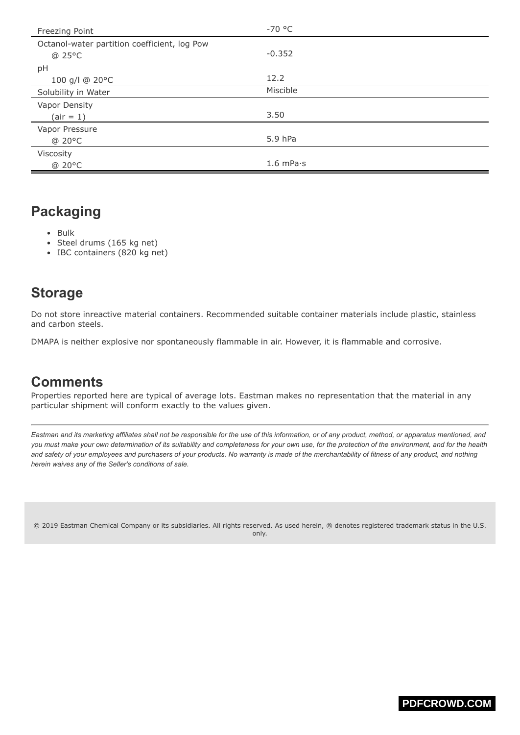| | |
|---|---|
| Freezing Point | -70 °C |
| Octanol-water partition coefficient, log Pow @ 25°C | -0.352 |
| pH 100 g/l @ 20°C | 12.2 |
| Solubility in Water | Miscible |
| Vapor Density (air = 1) | 3.50 |
| Vapor Pressure @ 20°C | 5.9 hPa |
| Viscosity @ 20°C | 1.6 mPa·s |

## Packaging

- Bulk
- Steel drums (165 kg net)
- IBC containers (820 kg net)

## Storage

Do not store inreactive material containers. Recommended suitable container materials include plastic, stainless and carbon steels.

DMAPA is neither explosive nor spontaneously flammable in air. However, it is flammable and corrosive.

## Comments

Properties reported here are typical of average lots. Eastman makes no representation that the material in any particular shipment will conform exactly to the values given.

---

*Eastman and its marketing affiliates shall not be responsible for the use of this information, or of any product, method, or apparatus mentioned, and you must make your own determination of its suitability and completeness for your own use, for the protection of the environment, and for the health and safety of your employees and purchasers of your products. No warranty is made of the merchantability of fitness of any product, and nothing herein waives any of the Seller's conditions of sale.*

© 2019 Eastman Chemical Company or its subsidiaries. All rights reserved. As used herein, ® denotes registered trademark status in the U.S. only.